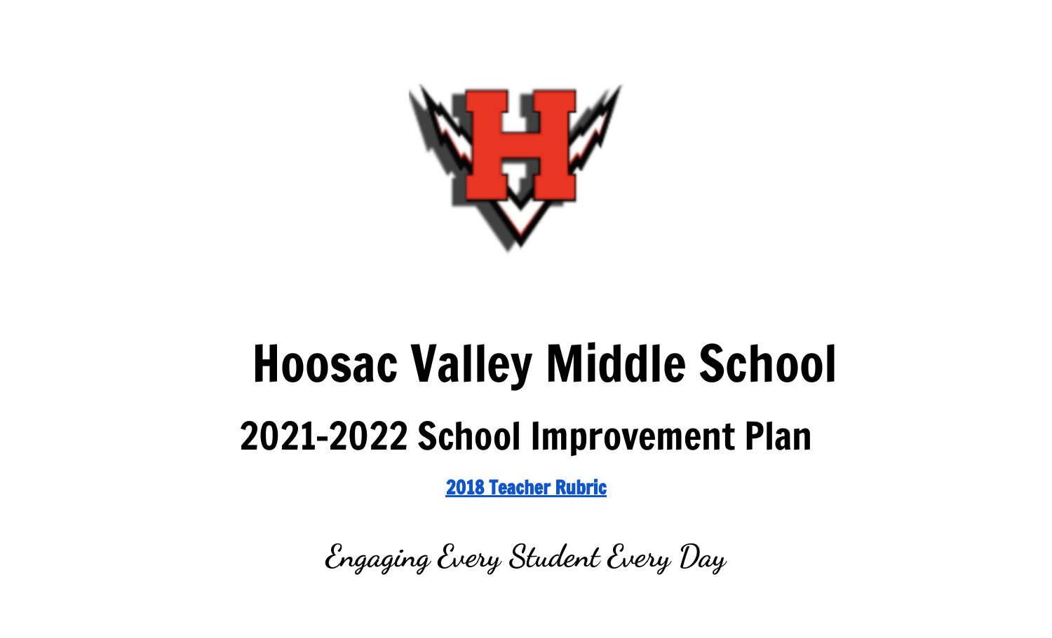# Hoosac Valley Middle School

## 2021-2022 School Improvement Plan

[2018 Teacher Rubric]

*Engaging Every Student Every Day*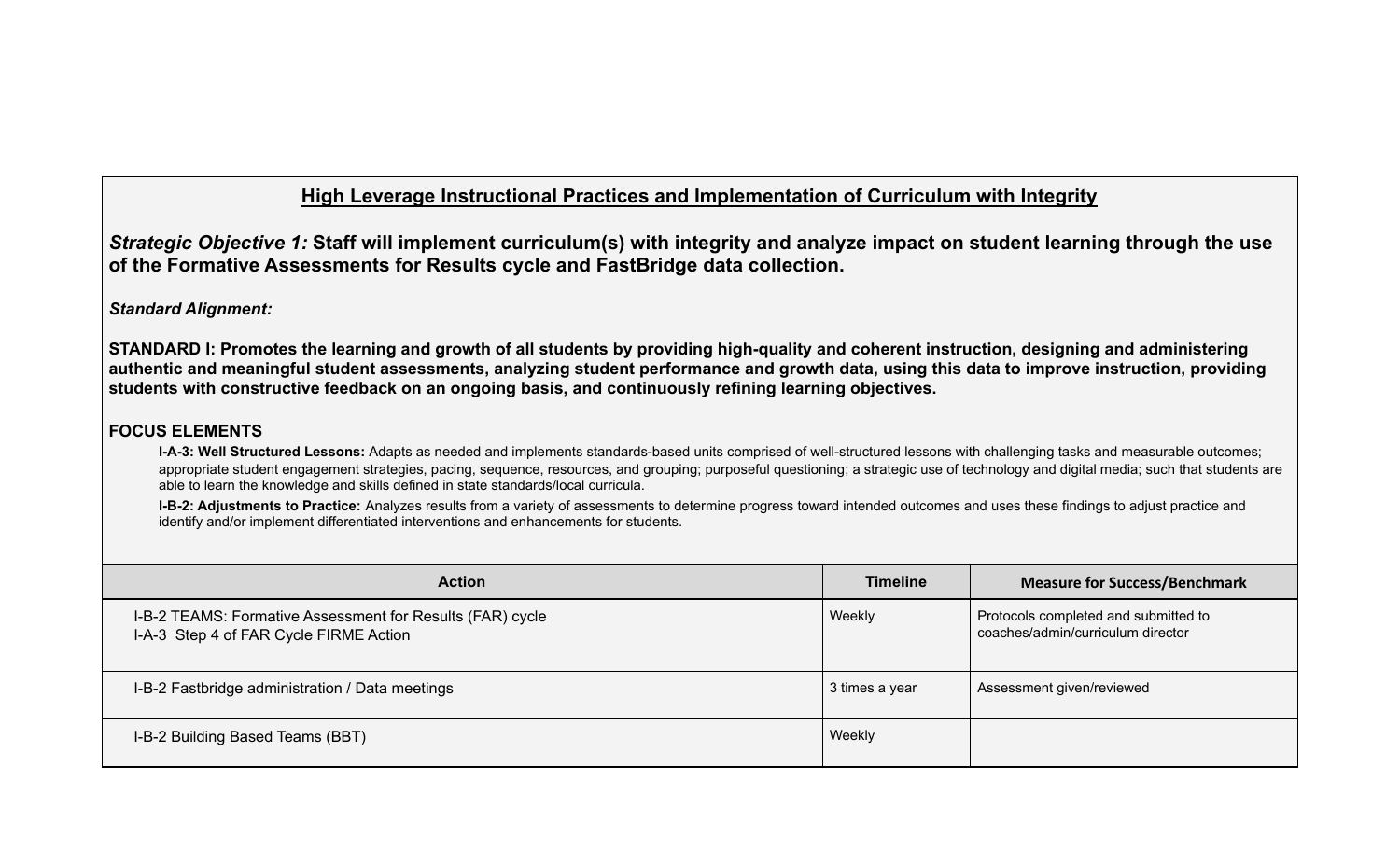## High Leverage Instructional Practices and Implementation of Curriculum with Integrity

***Strategic Objective 1:*** **Staff will implement curriculum(s) with integrity and analyze impact on student learning through the use of the Formative Assessments for Results cycle and FastBridge data collection.**

***Standard Alignment:***

**STANDARD I: Promotes the learning and growth of all students by providing high-quality and coherent instruction, designing and administering authentic and meaningful student assessments, analyzing student performance and growth data, using this data to improve instruction, providing students with constructive feedback on an ongoing basis, and continuously refining learning objectives.**

**FOCUS ELEMENTS**

- **I-A-3: Well Structured Lessons:** Adapts as needed and implements standards-based units comprised of well-structured lessons with challenging tasks and measurable outcomes; appropriate student engagement strategies, pacing, sequence, resources, and grouping; purposeful questioning; a strategic use of technology and digital media; such that students are able to learn the knowledge and skills defined in state standards/local curricula.
- **I-B-2: Adjustments to Practice:** Analyzes results from a variety of assessments to determine progress toward intended outcomes and uses these findings to adjust practice and identify and/or implement differentiated interventions and enhancements for students.

| Action | Timeline | Measure for Success/Benchmark |
| --- | --- | --- |
| I-B-2 TEAMS: Formative Assessment for Results (FAR) cycle<br>I-A-3 Step 4 of FAR Cycle FIRME Action | Weekly | Protocols completed and submitted to coaches/admin/curriculum director |
| I-B-2 Fastbridge administration / Data meetings | 3 times a year | Assessment given/reviewed |
| I-B-2 Building Based Teams (BBT) | Weekly | |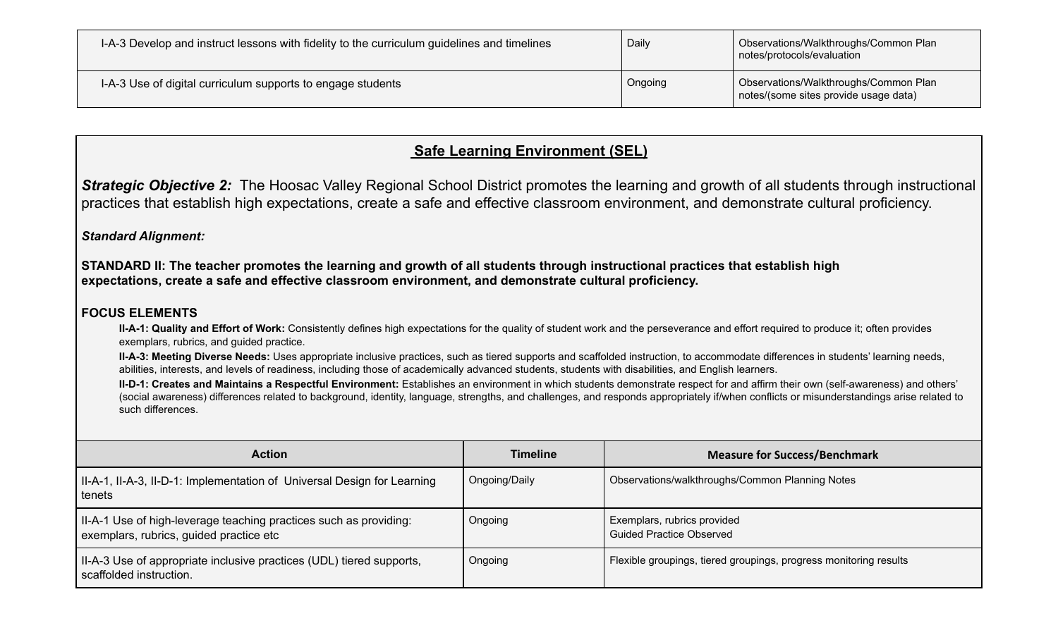| I-A-3 Develop and instruct lessons with fidelity to the curriculum guidelines and timelines | Daily | Observations/Walkthroughs/Common Plan notes/protocols/evaluation |
|---|---|---|
| I-A-3 Use of digital curriculum supports to engage students | Ongoing | Observations/Walkthroughs/Common Plan notes/(some sites provide usage data) |

## Safe Learning Environment (SEL)

***Strategic Objective 2:*** The Hoosac Valley Regional School District promotes the learning and growth of all students through instructional practices that establish high expectations, create a safe and effective classroom environment, and demonstrate cultural proficiency.

***Standard Alignment:***

**STANDARD II: The teacher promotes the learning and growth of all students through instructional practices that establish high expectations, create a safe and effective classroom environment, and demonstrate cultural proficiency.**

**FOCUS ELEMENTS**

- **II-A-1: Quality and Effort of Work:** Consistently defines high expectations for the quality of student work and the perseverance and effort required to produce it; often provides exemplars, rubrics, and guided practice.
- **II-A-3: Meeting Diverse Needs:** Uses appropriate inclusive practices, such as tiered supports and scaffolded instruction, to accommodate differences in students' learning needs, abilities, interests, and levels of readiness, including those of academically advanced students, students with disabilities, and English learners.
- **II-D-1: Creates and Maintains a Respectful Environment:** Establishes an environment in which students demonstrate respect for and affirm their own (self-awareness) and others' (social awareness) differences related to background, identity, language, strengths, and challenges, and responds appropriately if/when conflicts or misunderstandings arise related to such differences.

| Action | Timeline | Measure for Success/Benchmark |
|---|---|---|
| II-A-1, II-A-3, II-D-1: Implementation of Universal Design for Learning tenets | Ongoing/Daily | Observations/walkthroughs/Common Planning Notes |
| II-A-1 Use of high-leverage teaching practices such as providing: exemplars, rubrics, guided practice etc | Ongoing | Exemplars, rubrics provided<br>Guided Practice Observed |
| II-A-3 Use of appropriate inclusive practices (UDL) tiered supports, scaffolded instruction. | Ongoing | Flexible groupings, tiered groupings, progress monitoring results |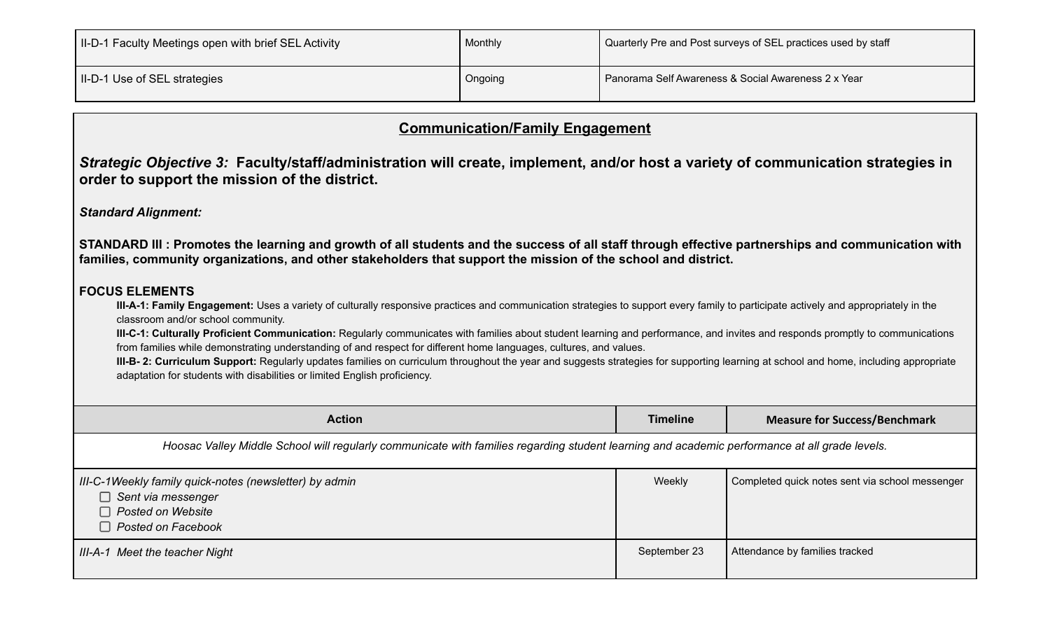| | | |
|---|---|---|
| II-D-1 Faculty Meetings open with brief SEL Activity | Monthly | Quarterly Pre and Post surveys of SEL practices used by staff |
| II-D-1 Use of SEL strategies | Ongoing | Panorama Self Awareness & Social Awareness 2 x Year |

## Communication/Family Engagement

### *Strategic Objective 3:* Faculty/staff/administration will create, implement, and/or host a variety of communication strategies in order to support the mission of the district.

***Standard Alignment:***

**STANDARD III : Promotes the learning and growth of all students and the success of all staff through effective partnerships and communication with families, community organizations, and other stakeholders that support the mission of the school and district.**

**FOCUS ELEMENTS**

- **III-A-1: Family Engagement:** Uses a variety of culturally responsive practices and communication strategies to support every family to participate actively and appropriately in the classroom and/or school community.
- **III-C-1: Culturally Proficient Communication:** Regularly communicates with families about student learning and performance, and invites and responds promptly to communications from families while demonstrating understanding of and respect for different home languages, cultures, and values.
- **III-B- 2: Curriculum Support:** Regularly updates families on curriculum throughout the year and suggests strategies for supporting learning at school and home, including appropriate adaptation for students with disabilities or limited English proficiency.

| Action | Timeline | Measure for Success/Benchmark |
|---|---|---|
| *Hoosac Valley Middle School will regularly communicate with families regarding student learning and academic performance at all grade levels.* | | |
| *III-C-1Weekly family quick-notes (newsletter) by admin*<br>☐ *Sent via messenger*<br>☐ *Posted on Website*<br>☐ *Posted on Facebook* | Weekly | Completed quick notes sent via school messenger |
| *III-A-1 Meet the teacher Night* | September 23 | Attendance by families tracked |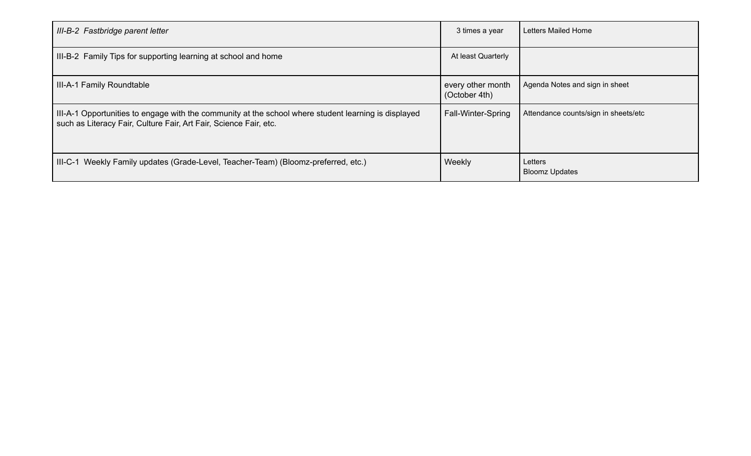| | | |
|---|---|---|
| *III-B-2 Fastbridge parent letter* | 3 times a year | Letters Mailed Home |
| III-B-2 Family Tips for supporting learning at school and home | At least Quarterly | |
| III-A-1 Family Roundtable | every other month (October 4th) | Agenda Notes and sign in sheet |
| III-A-1 Opportunities to engage with the community at the school where student learning is displayed such as Literacy Fair, Culture Fair, Art Fair, Science Fair, etc. | Fall-Winter-Spring | Attendance counts/sign in sheets/etc |
| III-C-1 Weekly Family updates (Grade-Level, Teacher-Team) (Bloomz-preferred, etc.) | Weekly | Letters<br>Bloomz Updates |